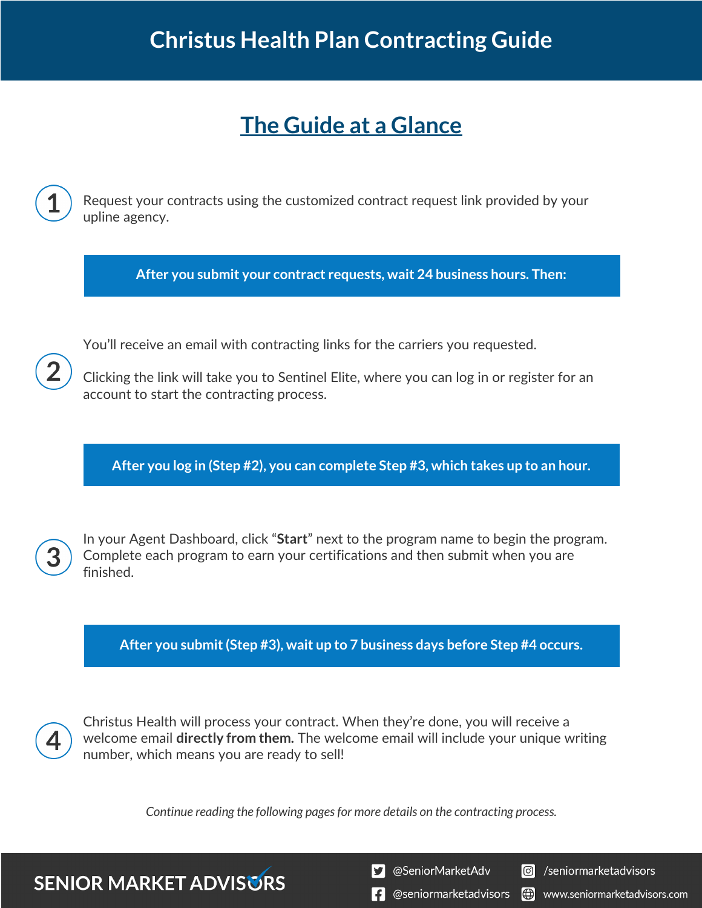# Christus Health Plan Contracting Guide

## The Guide at a Glance

**1** Request your contracts using the customized contract request link provided by your upline agency.

**After you submit your contract requests, wait 24 business hours. Then:**

**2** You'll receive an email with contracting links for the carriers you requested.

Clicking the link will take you to Sentinel Elite, where you can log in or register for an account to start the contracting process.

**After you log in (Step #2), you can complete Step #3, which takes up to an hour.**

**3** In your Agent Dashboard, click "**Start**" next to the program name to begin the program. Complete each program to earn your certifications and then submit when you are finished.

**After you submit (Step #3), wait up to 7 business days before Step #4 occurs.**

**4** Christus Health will process your contract. When they're done, you will receive a welcome email **directly from them.** The welcome email will include your unique writing number, which means you are ready to sell!

*Continue reading the following pages for more details on the contracting process.*

SENIOR MARKET ADVISORS

@SeniorMarketAdv | /seniormarketadvisors | @seniormarketadvisors | www.seniormarketadvisors.com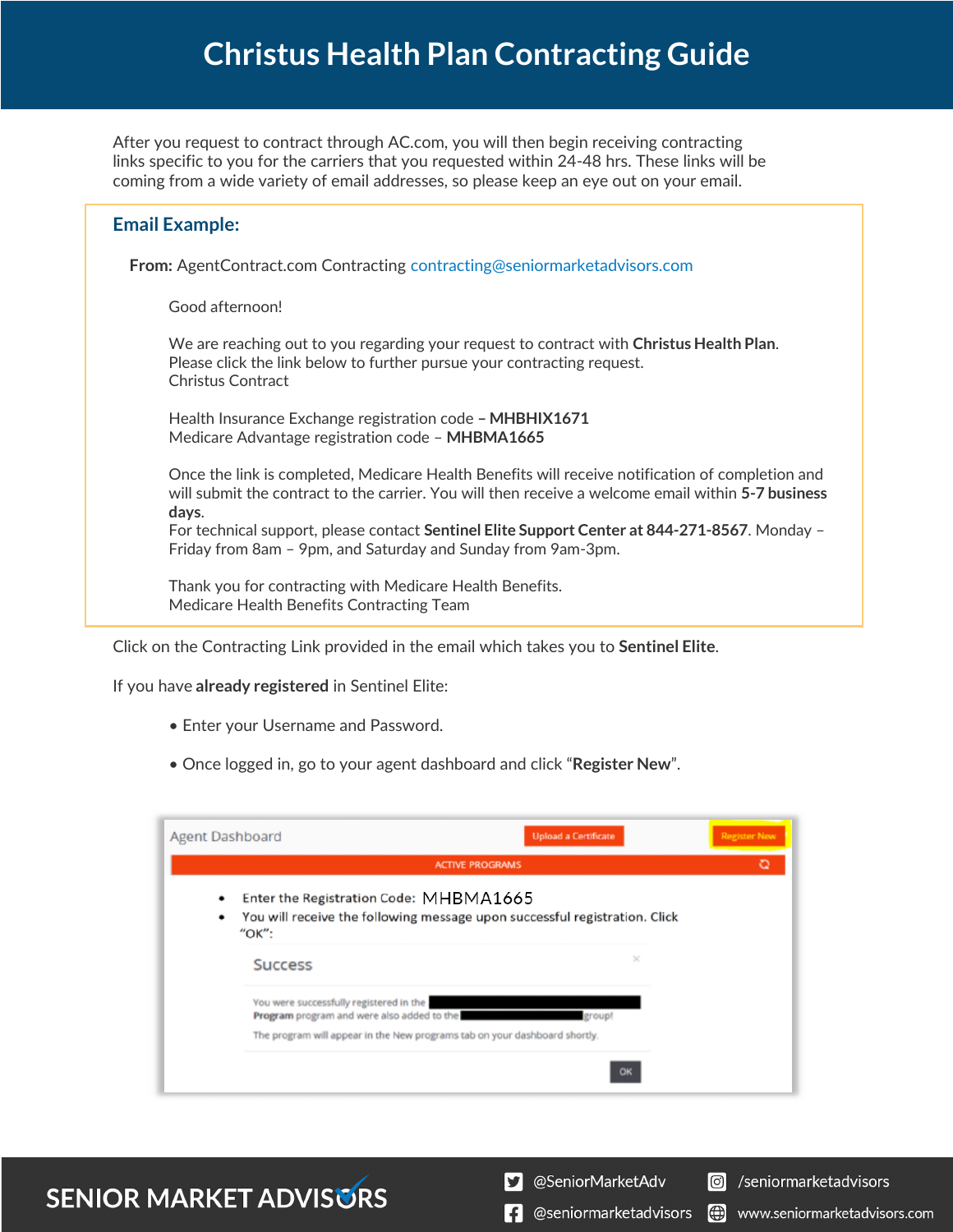# Christus Health Plan Contracting Guide

After you request to contract through AC.com, you will then begin receiving contracting links specific to you for the carriers that you requested within 24-48 hrs. These links will be coming from a wide variety of email addresses, so please keep an eye out on your email.

## Email Example:

**From:** AgentContract.com Contracting contracting@seniormarketadvisors.com

Good afternoon!

We are reaching out to you regarding your request to contract with **Christus Health Plan**.
Please click the link below to further pursue your contracting request.
Christus Contract

Health Insurance Exchange registration code **– MHBHIX1671**
Medicare Advantage registration code – **MHBMA1665**

Once the link is completed, Medicare Health Benefits will receive notification of completion and will submit the contract to the carrier. You will then receive a welcome email within **5-7 business days**.
For technical support, please contact **Sentinel Elite Support Center at 844-271-8567**. Monday – Friday from 8am – 9pm, and Saturday and Sunday from 9am-3pm.

Thank you for contracting with Medicare Health Benefits.
Medicare Health Benefits Contracting Team

Click on the Contracting Link provided in the email which takes you to **Sentinel Elite**.

If you have **already registered** in Sentinel Elite:

- Enter your Username and Password.
- Once logged in, go to your agent dashboard and click "**Register New**".

Agent Dashboard | Upload a Certificate | Register New

ACTIVE PROGRAMS

- Enter the Registration Code: MHBMA1665
- You will receive the following message upon successful registration. Click "OK":

Success

You were successfully registered in the [redacted] **Program** program and were also added to the [redacted] group!

The program will appear in the New programs tab on your dashboard shortly.

OK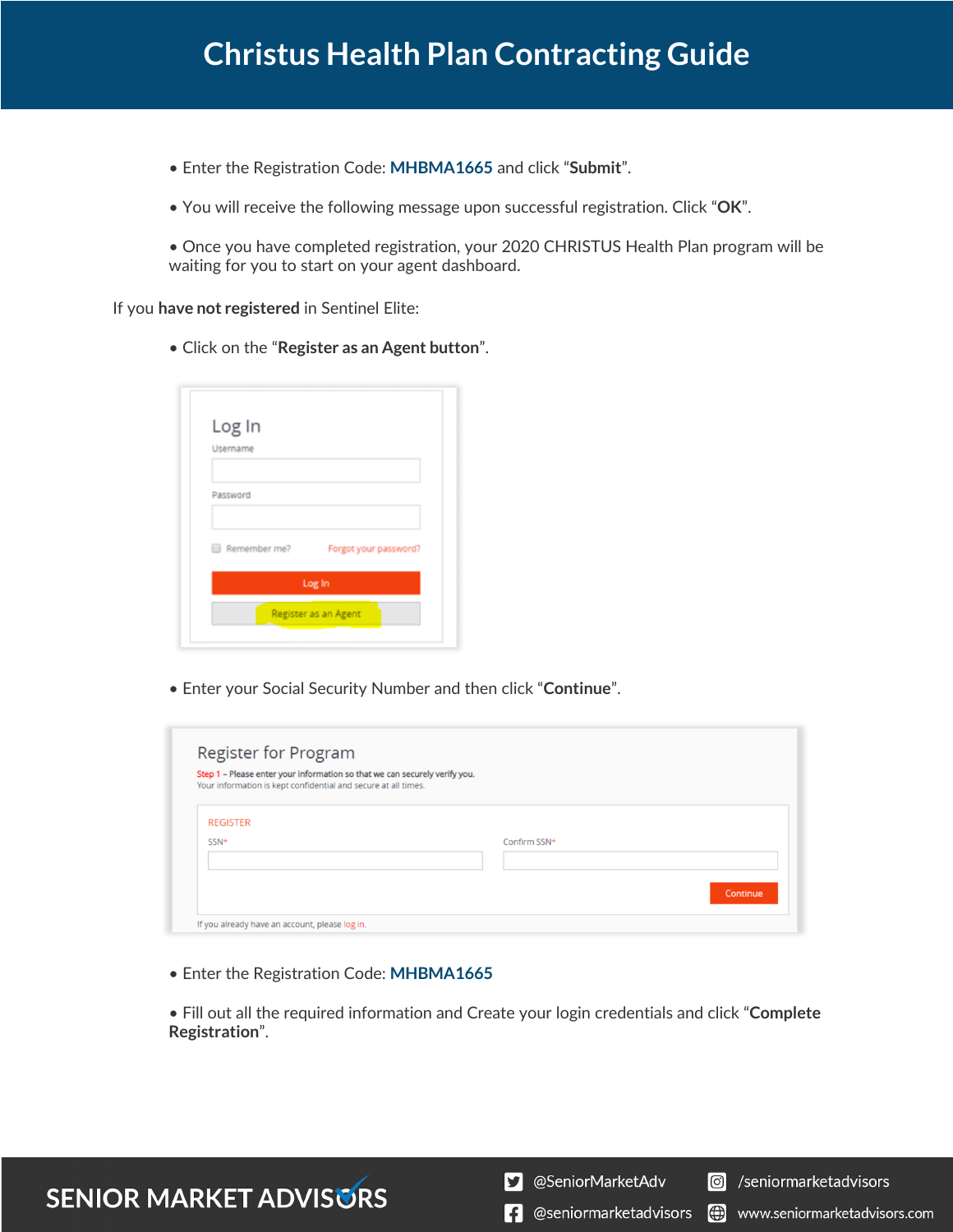# Christus Health Plan Contracting Guide

- Enter the Registration Code: **MHBMA1665** and click "**Submit**".
- You will receive the following message upon successful registration. Click "**OK**".
- Once you have completed registration, your 2020 CHRISTUS Health Plan program will be waiting for you to start on your agent dashboard.

If you **have not registered** in Sentinel Elite:

- Click on the "**Register as an Agent button**".
- Enter your Social Security Number and then click "**Continue**".
- Enter the Registration Code: **MHBMA1665**
- Fill out all the required information and Create your login credentials and click "**Complete Registration**".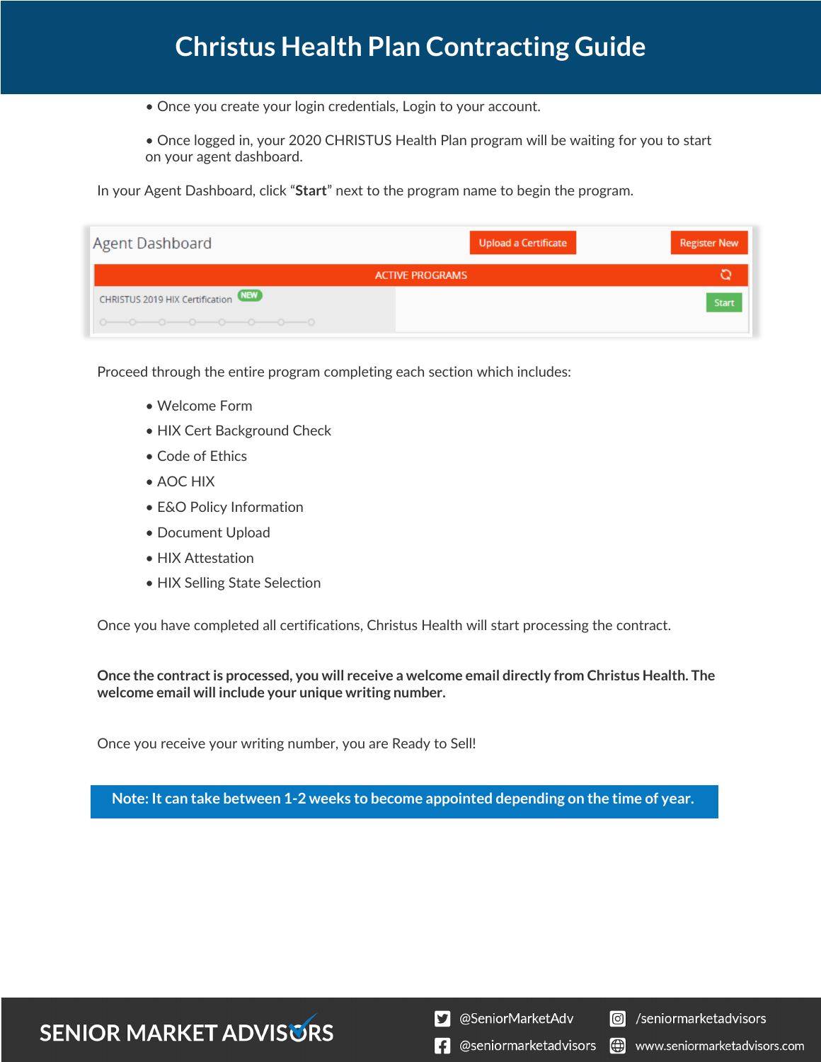# Christus Health Plan Contracting Guide

- Once you create your login credentials, Login to your account.
- Once logged in, your 2020 CHRISTUS Health Plan program will be waiting for you to start on your agent dashboard.

In your Agent Dashboard, click "**Start**" next to the program name to begin the program.

Agent Dashboard

Upload a Certificate

Register New

ACTIVE PROGRAMS

CHRISTUS 2019 HIX Certification NEW

Start

Proceed through the entire program completing each section which includes:

- Welcome Form
- HIX Cert Background Check
- Code of Ethics
- AOC HIX
- E&O Policy Information
- Document Upload
- HIX Attestation
- HIX Selling State Selection

Once you have completed all certifications, Christus Health will start processing the contract.

**Once the contract is processed, you will receive a welcome email directly from Christus Health. The welcome email will include your unique writing number.**

Once you receive your writing number, you are Ready to Sell!

**Note: It can take between 1-2 weeks to become appointed depending on the time of year.**

SENIOR MARKET ADVISORS

@SeniorMarketAdv

/seniormarketadvisors

@seniormarketadvisors

www.seniormarketadvisors.com